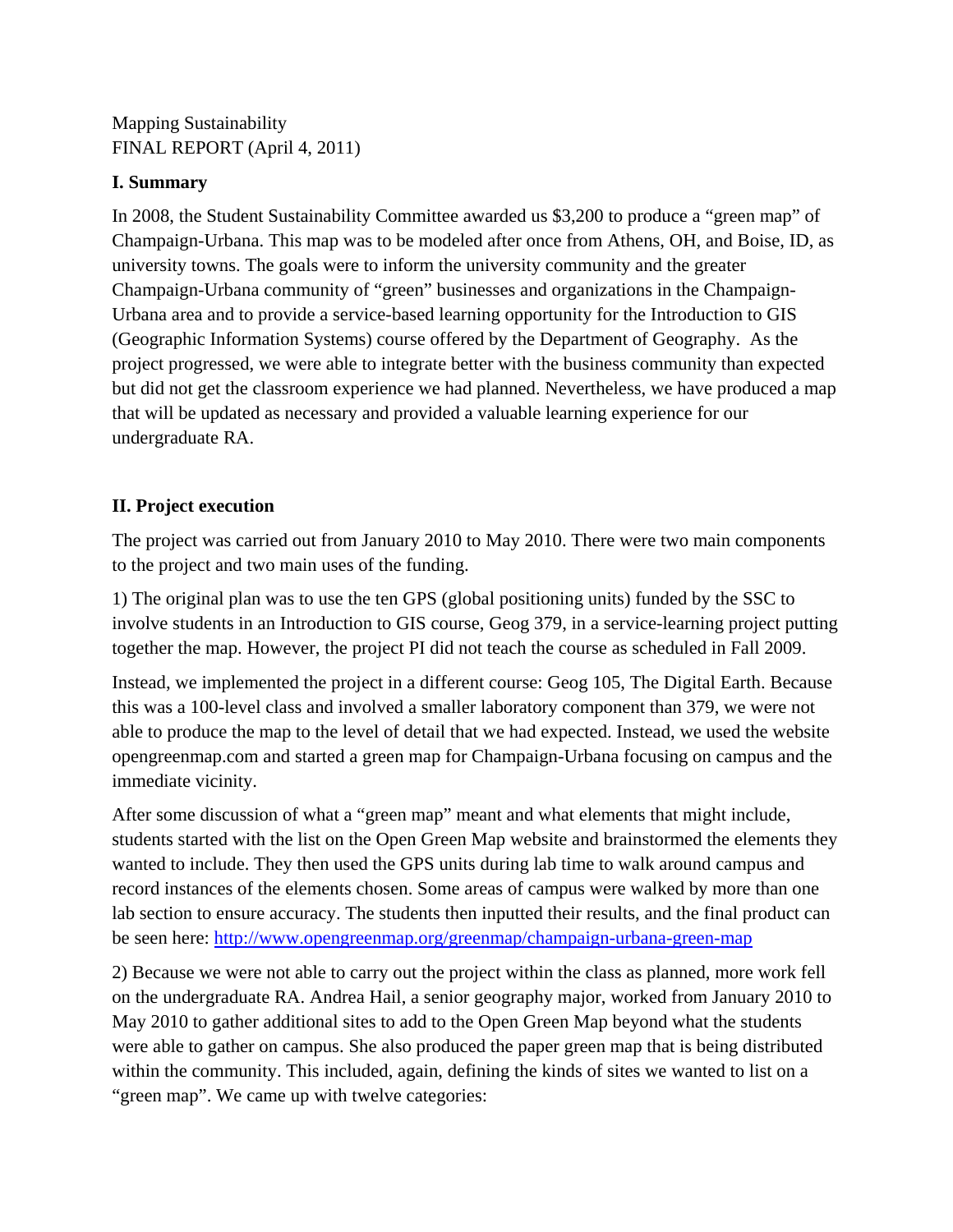Mapping Sustainability
FINAL REPORT (April 4, 2011)

## I. Summary

In 2008, the Student Sustainability Committee awarded us $3,200 to produce a "green map" of Champaign-Urbana. This map was to be modeled after once from Athens, OH, and Boise, ID, as university towns. The goals were to inform the university community and the greater Champaign-Urbana community of "green" businesses and organizations in the Champaign-Urbana area and to provide a service-based learning opportunity for the Introduction to GIS (Geographic Information Systems) course offered by the Department of Geography. As the project progressed, we were able to integrate better with the business community than expected but did not get the classroom experience we had planned. Nevertheless, we have produced a map that will be updated as necessary and provided a valuable learning experience for our undergraduate RA.

## II. Project execution

The project was carried out from January 2010 to May 2010. There were two main components to the project and two main uses of the funding.

1) The original plan was to use the ten GPS (global positioning units) funded by the SSC to involve students in an Introduction to GIS course, Geog 379, in a service-learning project putting together the map. However, the project PI did not teach the course as scheduled in Fall 2009.

Instead, we implemented the project in a different course: Geog 105, The Digital Earth. Because this was a 100-level class and involved a smaller laboratory component than 379, we were not able to produce the map to the level of detail that we had expected. Instead, we used the website opengreenmap.com and started a green map for Champaign-Urbana focusing on campus and the immediate vicinity.

After some discussion of what a "green map" meant and what elements that might include, students started with the list on the Open Green Map website and brainstormed the elements they wanted to include. They then used the GPS units during lab time to walk around campus and record instances of the elements chosen. Some areas of campus were walked by more than one lab section to ensure accuracy. The students then inputted their results, and the final product can be seen here: [http://www.opengreenmap.org/greenmap/champaign-urbana-green-map](http://www.opengreenmap.org/greenmap/champaign-urbana-green-map)

2) Because we were not able to carry out the project within the class as planned, more work fell on the undergraduate RA. Andrea Hail, a senior geography major, worked from January 2010 to May 2010 to gather additional sites to add to the Open Green Map beyond what the students were able to gather on campus. She also produced the paper green map that is being distributed within the community. This included, again, defining the kinds of sites we wanted to list on a "green map". We came up with twelve categories: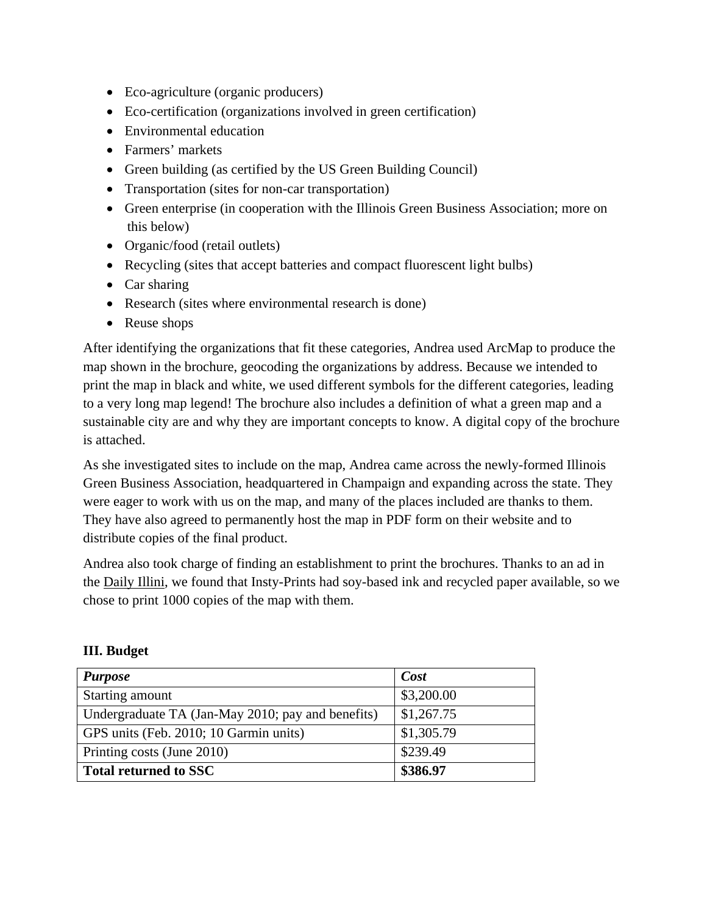- Eco-agriculture (organic producers)
- Eco-certification (organizations involved in green certification)
- Environmental education
- Farmers' markets
- Green building (as certified by the US Green Building Council)
- Transportation (sites for non-car transportation)
- Green enterprise (in cooperation with the Illinois Green Business Association; more on this below)
- Organic/food (retail outlets)
- Recycling (sites that accept batteries and compact fluorescent light bulbs)
- Car sharing
- Research (sites where environmental research is done)
- Reuse shops

After identifying the organizations that fit these categories, Andrea used ArcMap to produce the map shown in the brochure, geocoding the organizations by address. Because we intended to print the map in black and white, we used different symbols for the different categories, leading to a very long map legend! The brochure also includes a definition of what a green map and a sustainable city are and why they are important concepts to know. A digital copy of the brochure is attached.

As she investigated sites to include on the map, Andrea came across the newly-formed Illinois Green Business Association, headquartered in Champaign and expanding across the state. They were eager to work with us on the map, and many of the places included are thanks to them. They have also agreed to permanently host the map in PDF form on their website and to distribute copies of the final product.

Andrea also took charge of finding an establishment to print the brochures. Thanks to an ad in the Daily Illini, we found that Insty-Prints had soy-based ink and recycled paper available, so we chose to print 1000 copies of the map with them.

### III. Budget

| ***Purpose*** | ***Cost*** |
|---|---|
| Starting amount | $3,200.00 |
| Undergraduate TA (Jan-May 2010; pay and benefits) | $1,267.75 |
| GPS units (Feb. 2010; 10 Garmin units) | $1,305.79 |
| Printing costs (June 2010) | $239.49 |
| **Total returned to SSC** | **$386.97** |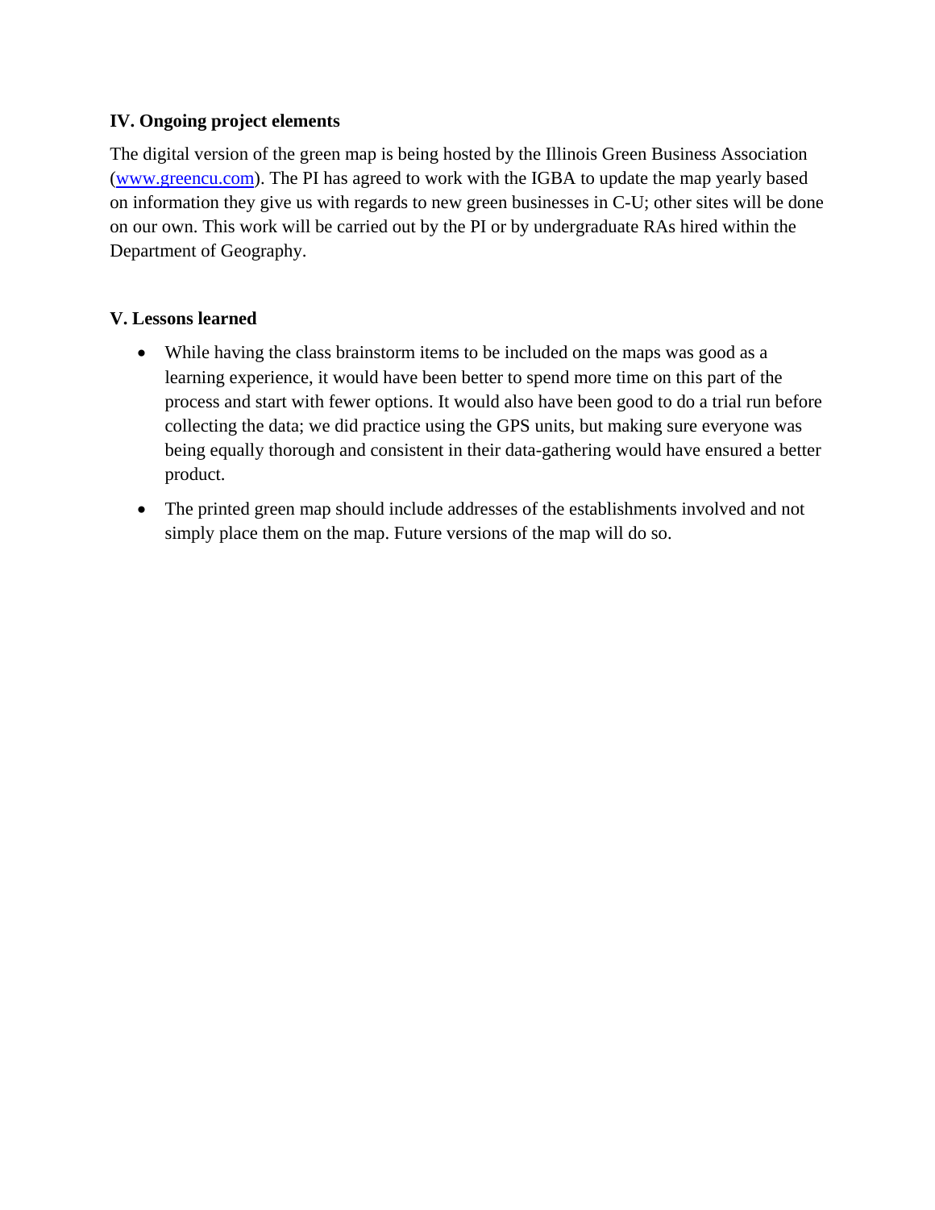### IV. Ongoing project elements

The digital version of the green map is being hosted by the Illinois Green Business Association ([www.greencu.com](http://www.greencu.com)). The PI has agreed to work with the IGBA to update the map yearly based on information they give us with regards to new green businesses in C-U; other sites will be done on our own. This work will be carried out by the PI or by undergraduate RAs hired within the Department of Geography.

### V. Lessons learned

- While having the class brainstorm items to be included on the maps was good as a learning experience, it would have been better to spend more time on this part of the process and start with fewer options. It would also have been good to do a trial run before collecting the data; we did practice using the GPS units, but making sure everyone was being equally thorough and consistent in their data-gathering would have ensured a better product.
- The printed green map should include addresses of the establishments involved and not simply place them on the map. Future versions of the map will do so.